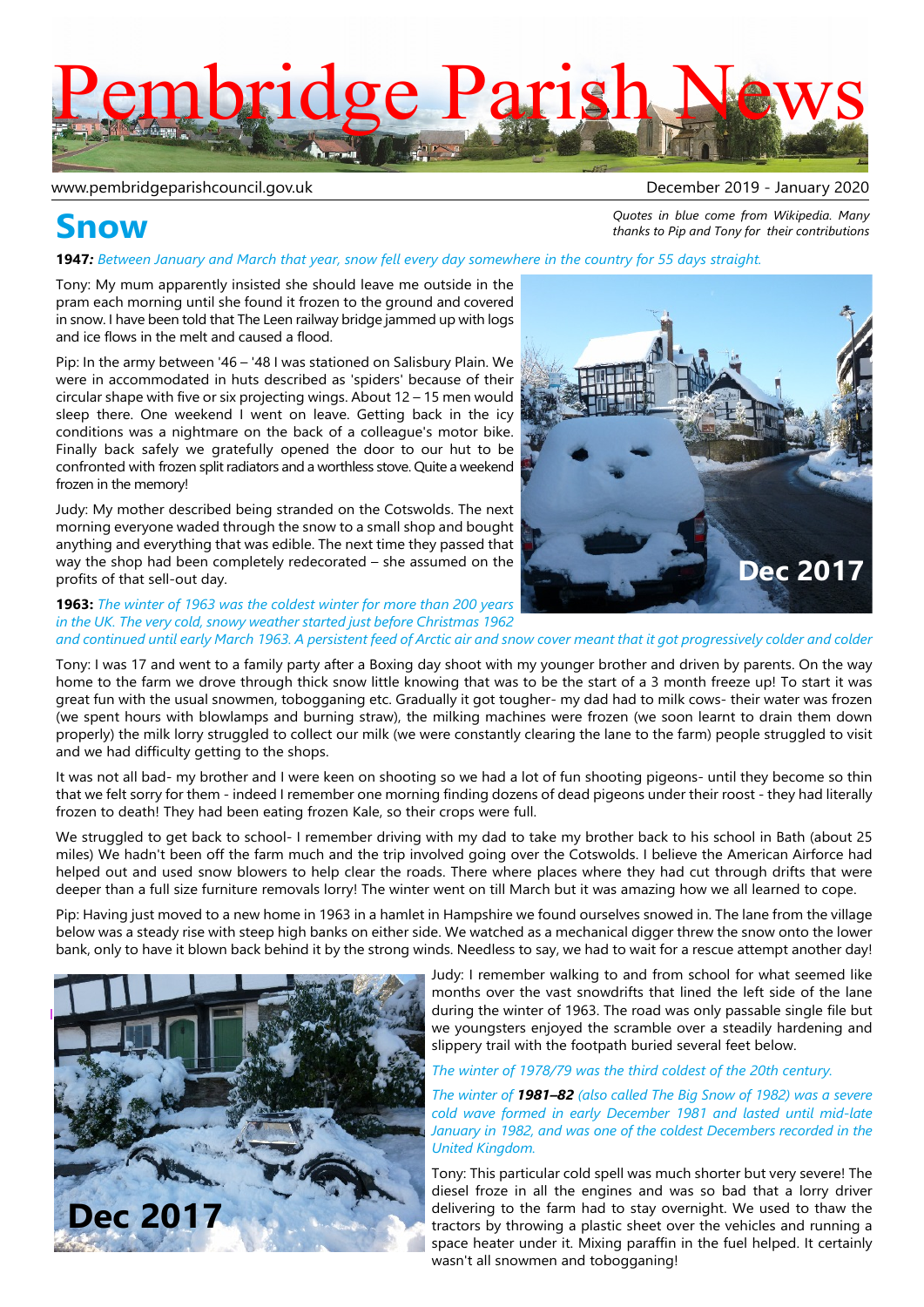# Pembridge Parish News

www.pembridgeparishcouncil.gov.uk

December 2019 - January 2020

## Snow

*Quotes in blue come from Wikipedia. Many thanks to Pip and Tony for their contributions*

**1947***: Between January and March that year, snow fell every day somewhere in the country for 55 days straight.*

Tony: My mum apparently insisted she should leave me outside in the pram each morning until she found it frozen to the ground and covered in snow. I have been told that The Leen railway bridge jammed up with logs and ice flows in the melt and caused a flood.

Pip: In the army between '46 – '48 I was stationed on Salisbury Plain. We were in accommodated in huts described as 'spiders' because of their circular shape with five or six projecting wings. About 12 – 15 men would sleep there. One weekend I went on leave. Getting back in the icy conditions was a nightmare on the back of a colleague's motor bike. Finally back safely we gratefully opened the door to our hut to be confronted with frozen split radiators and a worthless stove. Quite a weekend frozen in the memory!

Judy: My mother described being stranded on the Cotswolds. The next morning everyone waded through the snow to a small shop and bought anything and everything that was edible. The next time they passed that way the shop had been completely redecorated – she assumed on the profits of that sell-out day.

Dec 2017

**1963:** *The winter of 1963 was the coldest winter for more than 200 years in the UK. The very cold, snowy weather started just before Christmas 1962 and continued until early March 1963. A persistent feed of Arctic air and snow cover meant that it got progressively colder and colder*

Tony: I was 17 and went to a family party after a Boxing day shoot with my younger brother and driven by parents. On the way home to the farm we drove through thick snow little knowing that was to be the start of a 3 month freeze up! To start it was great fun with the usual snowmen, tobogganing etc. Gradually it got tougher- my dad had to milk cows- their water was frozen (we spent hours with blowlamps and burning straw), the milking machines were frozen (we soon learnt to drain them down properly) the milk lorry struggled to collect our milk (we were constantly clearing the lane to the farm) people struggled to visit and we had difficulty getting to the shops.

It was not all bad- my brother and I were keen on shooting so we had a lot of fun shooting pigeons- until they become so thin that we felt sorry for them - indeed I remember one morning finding dozens of dead pigeons under their roost - they had literally frozen to death! They had been eating frozen Kale, so their crops were full.

We struggled to get back to school- I remember driving with my dad to take my brother back to his school in Bath (about 25 miles) We hadn't been off the farm much and the trip involved going over the Cotswolds. I believe the American Airforce had helped out and used snow blowers to help clear the roads. There where places where they had cut through drifts that were deeper than a full size furniture removals lorry! The winter went on till March but it was amazing how we all learned to cope.

Pip: Having just moved to a new home in 1963 in a hamlet in Hampshire we found ourselves snowed in. The lane from the village below was a steady rise with steep high banks on either side. We watched as a mechanical digger threw the snow onto the lower bank, only to have it blown back behind it by the strong winds. Needless to say, we had to wait for a rescue attempt another day!

Dec 2017

Judy: I remember walking to and from school for what seemed like months over the vast snowdrifts that lined the left side of the lane during the winter of 1963. The road was only passable single file but we youngsters enjoyed the scramble over a steadily hardening and slippery trail with the footpath buried several feet below.

*The winter of 1978/79 was the third coldest of the 20th century.*

*The winter of* ***1981–82*** *(also called The Big Snow of 1982) was a severe cold wave formed in early December 1981 and lasted until mid-late January in 1982, and was one of the coldest Decembers recorded in the United Kingdom.*

Tony: This particular cold spell was much shorter but very severe! The diesel froze in all the engines and was so bad that a lorry driver delivering to the farm had to stay overnight. We used to thaw the tractors by throwing a plastic sheet over the vehicles and running a space heater under it. Mixing paraffin in the fuel helped. It certainly wasn't all snowmen and tobogganing!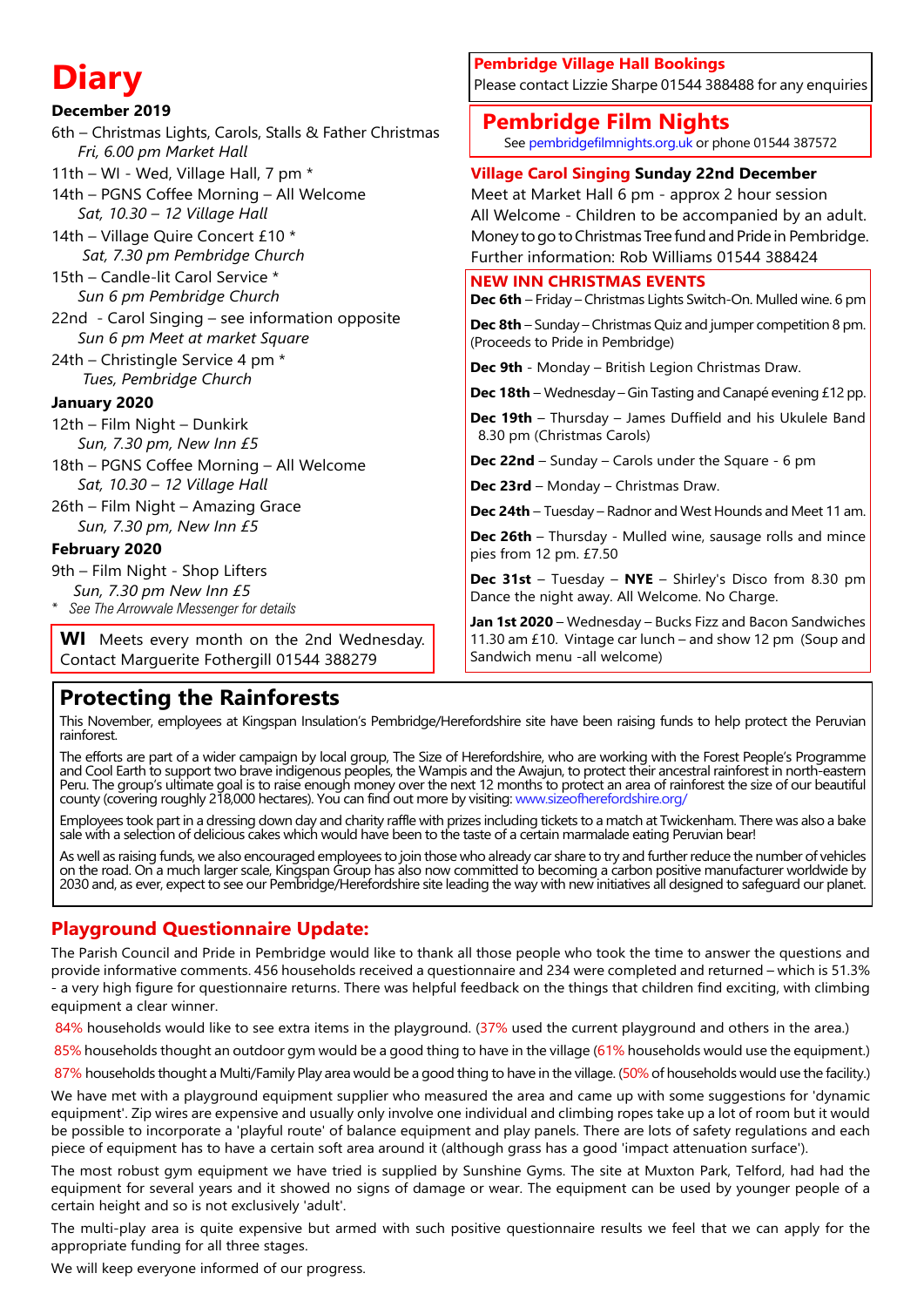# Diary

**December 2019**

6th – Christmas Lights, Carols, Stalls & Father Christmas
*Fri, 6.00 pm Market Hall*

11th – WI - Wed, Village Hall, 7 pm *

14th – PGNS Coffee Morning – All Welcome
*Sat, 10.30 – 12 Village Hall*

14th – Village Quire Concert £10 *
*Sat, 7.30 pm Pembridge Church*

15th – Candle-lit Carol Service *
*Sun 6 pm Pembridge Church*

22nd - Carol Singing – see information opposite
*Sun 6 pm Meet at market Square*

24th – Christingle Service 4 pm *
*Tues, Pembridge Church*

**January 2020**

12th – Film Night – Dunkirk
*Sun, 7.30 pm, New Inn £5*

18th – PGNS Coffee Morning – All Welcome
*Sat, 10.30 – 12 Village Hall*

26th – Film Night – Amazing Grace
*Sun, 7.30 pm, New Inn £5*

**February 2020**

9th – Film Night - Shop Lifters
*Sun, 7.30 pm New Inn £5*

* *See The Arrowvale Messenger for details*

**WI** Meets every month on the 2nd Wednesday. Contact Marguerite Fothergill 01544 388279

**Pembridge Village Hall Bookings**
Please contact Lizzie Sharpe 01544 388488 for any enquiries

## Pembridge Film Nights

See pembridgefilmnights.org.uk or phone 01544 387572

**Village Carol Singing Sunday 22nd December**

Meet at Market Hall 6 pm - approx 2 hour session
All Welcome - Children to be accompanied by an adult.
Money to go to Christmas Tree fund and Pride in Pembridge.
Further information: Rob Williams 01544 388424

**NEW INN CHRISTMAS EVENTS**

**Dec 6th** – Friday – Christmas Lights Switch-On. Mulled wine. 6 pm

**Dec 8th** – Sunday – Christmas Quiz and jumper competition 8 pm. (Proceeds to Pride in Pembridge)

**Dec 9th** - Monday – British Legion Christmas Draw.

**Dec 18th** – Wednesday – Gin Tasting and Canapé evening £12 pp.

**Dec 19th** – Thursday – James Duffield and his Ukulele Band 8.30 pm (Christmas Carols)

**Dec 22nd** – Sunday – Carols under the Square - 6 pm

**Dec 23rd** – Monday – Christmas Draw.

**Dec 24th** – Tuesday – Radnor and West Hounds and Meet 11 am.

**Dec 26th** – Thursday - Mulled wine, sausage rolls and mince pies from 12 pm. £7.50

**Dec 31st** – Tuesday – **NYE** – Shirley's Disco from 8.30 pm Dance the night away. All Welcome. No Charge.

**Jan 1st 2020** – Wednesday – Bucks Fizz and Bacon Sandwiches 11.30 am £10. Vintage car lunch – and show 12 pm (Soup and Sandwich menu -all welcome)

## Protecting the Rainforests

This November, employees at Kingspan Insulation's Pembridge/Herefordshire site have been raising funds to help protect the Peruvian rainforest.

The efforts are part of a wider campaign by local group, The Size of Herefordshire, who are working with the Forest People's Programme and Cool Earth to support two brave indigenous peoples, the Wampis and the Awajun, to protect their ancestral rainforest in north-eastern Peru. The group's ultimate goal is to raise enough money over the next 12 months to protect an area of rainforest the size of our beautiful county (covering roughly 218,000 hectares). You can find out more by visiting: www.sizeofherefordshire.org/

Employees took part in a dressing down day and charity raffle with prizes including tickets to a match at Twickenham. There was also a bake sale with a selection of delicious cakes which would have been to the taste of a certain marmalade eating Peruvian bear!

As well as raising funds, we also encouraged employees to join those who already car share to try and further reduce the number of vehicles on the road. On a much larger scale, Kingspan Group has also now committed to becoming a carbon positive manufacturer worldwide by 2030 and, as ever, expect to see our Pembridge/Herefordshire site leading the way with new initiatives all designed to safeguard our planet.

## Playground Questionnaire Update:

The Parish Council and Pride in Pembridge would like to thank all those people who took the time to answer the questions and provide informative comments. 456 households received a questionnaire and 234 were completed and returned – which is 51.3% - a very high figure for questionnaire returns. There was helpful feedback on the things that children find exciting, with climbing equipment a clear winner.

84% households would like to see extra items in the playground. (37% used the current playground and others in the area.)

85% households thought an outdoor gym would be a good thing to have in the village (61% households would use the equipment.)

87% households thought a Multi/Family Play area would be a good thing to have in the village. (50% of households would use the facility.)

We have met with a playground equipment supplier who measured the area and came up with some suggestions for 'dynamic equipment'. Zip wires are expensive and usually only involve one individual and climbing ropes take up a lot of room but it would be possible to incorporate a 'playful route' of balance equipment and play panels. There are lots of safety regulations and each piece of equipment has to have a certain soft area around it (although grass has a good 'impact attenuation surface').

The most robust gym equipment we have tried is supplied by Sunshine Gyms. The site at Muxton Park, Telford, had had the equipment for several years and it showed no signs of damage or wear. The equipment can be used by younger people of a certain height and so is not exclusively 'adult'.

The multi-play area is quite expensive but armed with such positive questionnaire results we feel that we can apply for the appropriate funding for all three stages.

We will keep everyone informed of our progress.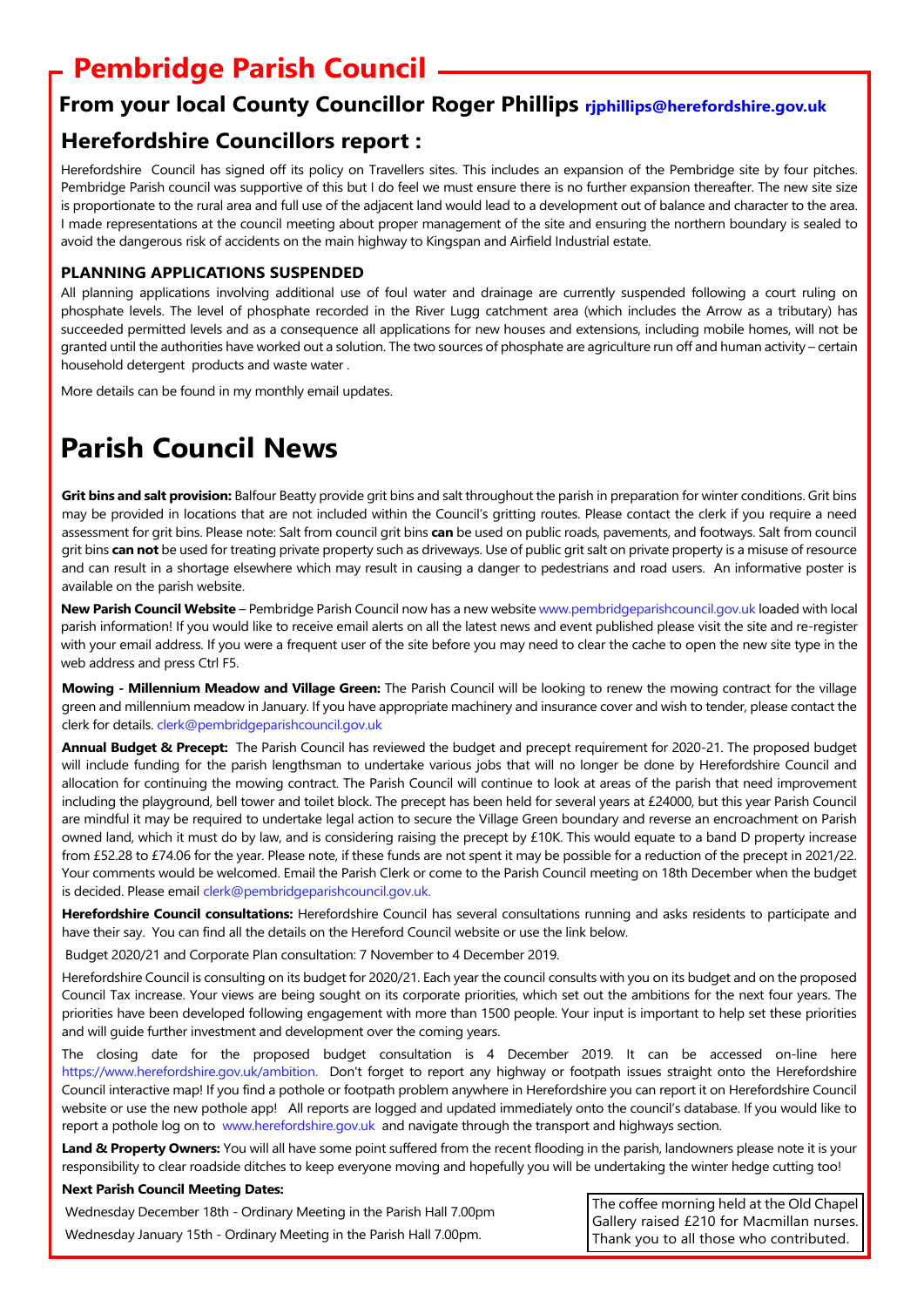# Pembridge Parish Council

## From your local County Councillor Roger Phillips rjphillips@herefordshire.gov.uk

## Herefordshire Councillors report :

Herefordshire Council has signed off its policy on Travellers sites. This includes an expansion of the Pembridge site by four pitches. Pembridge Parish council was supportive of this but I do feel we must ensure there is no further expansion thereafter. The new site size is proportionate to the rural area and full use of the adjacent land would lead to a development out of balance and character to the area. I made representations at the council meeting about proper management of the site and ensuring the northern boundary is sealed to avoid the dangerous risk of accidents on the main highway to Kingspan and Airfield Industrial estate.

### PLANNING APPLICATIONS SUSPENDED

All planning applications involving additional use of foul water and drainage are currently suspended following a court ruling on phosphate levels. The level of phosphate recorded in the River Lugg catchment area (which includes the Arrow as a tributary) has succeeded permitted levels and as a consequence all applications for new houses and extensions, including mobile homes, will not be granted until the authorities have worked out a solution. The two sources of phosphate are agriculture run off and human activity – certain household detergent products and waste water .

More details can be found in my monthly email updates.

# Parish Council News

**Grit bins and salt provision:** Balfour Beatty provide grit bins and salt throughout the parish in preparation for winter conditions. Grit bins may be provided in locations that are not included within the Council's gritting routes. Please contact the clerk if you require a need assessment for grit bins. Please note: Salt from council grit bins **can** be used on public roads, pavements, and footways. Salt from council grit bins **can not** be used for treating private property such as driveways. Use of public grit salt on private property is a misuse of resource and can result in a shortage elsewhere which may result in causing a danger to pedestrians and road users. An informative poster is available on the parish website.

**New Parish Council Website** – Pembridge Parish Council now has a new website www.pembridgeparishcouncil.gov.uk loaded with local parish information! If you would like to receive email alerts on all the latest news and event published please visit the site and re-register with your email address. If you were a frequent user of the site before you may need to clear the cache to open the new site type in the web address and press Ctrl F5.

**Mowing - Millennium Meadow and Village Green:** The Parish Council will be looking to renew the mowing contract for the village green and millennium meadow in January. If you have appropriate machinery and insurance cover and wish to tender, please contact the clerk for details. clerk@pembridgeparishcouncil.gov.uk

**Annual Budget & Precept:** The Parish Council has reviewed the budget and precept requirement for 2020-21. The proposed budget will include funding for the parish lengthsman to undertake various jobs that will no longer be done by Herefordshire Council and allocation for continuing the mowing contract. The Parish Council will continue to look at areas of the parish that need improvement including the playground, bell tower and toilet block. The precept has been held for several years at £24000, but this year Parish Council are mindful it may be required to undertake legal action to secure the Village Green boundary and reverse an encroachment on Parish owned land, which it must do by law, and is considering raising the precept by £10K. This would equate to a band D property increase from £52.28 to £74.06 for the year. Please note, if these funds are not spent it may be possible for a reduction of the precept in 2021/22. Your comments would be welcomed. Email the Parish Clerk or come to the Parish Council meeting on 18th December when the budget is decided. Please email clerk@pembridgeparishcouncil.gov.uk.

**Herefordshire Council consultations:** Herefordshire Council has several consultations running and asks residents to participate and have their say. You can find all the details on the Hereford Council website or use the link below.

Budget 2020/21 and Corporate Plan consultation: 7 November to 4 December 2019.

Herefordshire Council is consulting on its budget for 2020/21. Each year the council consults with you on its budget and on the proposed Council Tax increase. Your views are being sought on its corporate priorities, which set out the ambitions for the next four years. The priorities have been developed following engagement with more than 1500 people. Your input is important to help set these priorities and will guide further investment and development over the coming years.

The closing date for the proposed budget consultation is 4 December 2019. It can be accessed on-line here https://www.herefordshire.gov.uk/ambition. Don't forget to report any highway or footpath issues straight onto the Herefordshire Council interactive map! If you find a pothole or footpath problem anywhere in Herefordshire you can report it on Herefordshire Council website or use the new pothole app! All reports are logged and updated immediately onto the council's database. If you would like to report a pothole log on to www.herefordshire.gov.uk and navigate through the transport and highways section.

**Land & Property Owners:** You will all have some point suffered from the recent flooding in the parish, landowners please note it is your responsibility to clear roadside ditches to keep everyone moving and hopefully you will be undertaking the winter hedge cutting too!

**Next Parish Council Meeting Dates:**

Wednesday December 18th - Ordinary Meeting in the Parish Hall 7.00pm

Wednesday January 15th - Ordinary Meeting in the Parish Hall 7.00pm.

The coffee morning held at the Old Chapel Gallery raised £210 for Macmillan nurses. Thank you to all those who contributed.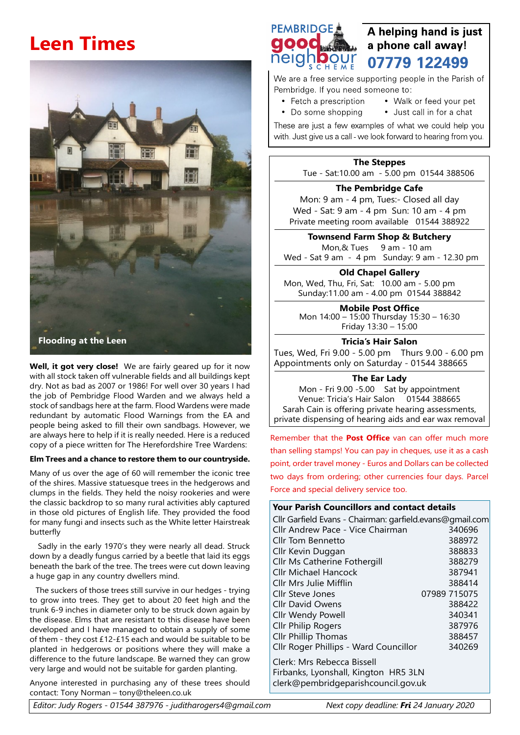# Leen Times

Flooding at the Leen

**Well, it got very close!** We are fairly geared up for it now with all stock taken off vulnerable fields and all buildings kept dry. Not as bad as 2007 or 1986! For well over 30 years I had the job of Pembridge Flood Warden and we always held a stock of sandbags here at the farm. Flood Wardens were made redundant by automatic Flood Warnings from the EA and people being asked to fill their own sandbags. However, we are always here to help if it is really needed. Here is a reduced copy of a piece written for The Herefordshire Tree Wardens:

**Elm Trees and a chance to restore them to our countryside.**

Many of us over the age of 60 will remember the iconic tree of the shires. Massive statuesque trees in the hedgerows and clumps in the fields. They held the noisy rookeries and were the classic backdrop to so many rural activities ably captured in those old pictures of English life. They provided the food for many fungi and insects such as the White letter Hairstreak butterfly

Sadly in the early 1970's they were nearly all dead. Struck down by a deadly fungus carried by a beetle that laid its eggs beneath the bark of the tree. The trees were cut down leaving a huge gap in any country dwellers mind.

The suckers of those trees still survive in our hedges - trying to grow into trees. They get to about 20 feet high and the trunk 6-9 inches in diameter only to be struck down again by the disease. Elms that are resistant to this disease have been developed and I have managed to obtain a supply of some of them - they cost £12-£15 each and would be suitable to be planted in hedgerows or positions where they will make a difference to the future landscape. Be warned they can grow very large and would not be suitable for garden planting.

Anyone interested in purchasing any of these trees should contact: Tony Norman – tony@theleen.co.uk

---

**PEMBRIDGE good neighbour SCHEME**

**A helping hand is just a phone call away! 07779 122499**

We are a free service supporting people in the Parish of Pembridge. If you need someone to:

- Fetch a prescription
- Do some shopping
- Walk or feed your pet
- Just call in for a chat

These are just a few examples of what we could help you with. Just give us a call - we look forward to hearing from you.

---

**The Steppes**
Tue - Sat:10.00 am - 5.00 pm 01544 388506

**The Pembridge Cafe**
Mon: 9 am - 4 pm, Tues:- Closed all day
Wed - Sat: 9 am - 4 pm Sun: 10 am - 4 pm
Private meeting room available 01544 388922

**Townsend Farm Shop & Butchery**
Mon,& Tues 9 am - 10 am
Wed - Sat 9 am - 4 pm Sunday: 9 am - 12.30 pm

**Old Chapel Gallery**
Mon, Wed, Thu, Fri, Sat: 10.00 am - 5.00 pm
Sunday:11.00 am - 4.00 pm 01544 388842

**Mobile Post Office**
Mon 14:00 – 15:00 Thursday 15:30 – 16:30
Friday 13:30 – 15:00

**Tricia's Hair Salon**
Tues, Wed, Fri 9.00 - 5.00 pm Thurs 9.00 - 6.00 pm
Appointments only on Saturday - 01544 388665

**The Ear Lady**
Mon - Fri 9.00 -5.00 Sat by appointment
Venue: Tricia's Hair Salon 01544 388665
Sarah Cain is offering private hearing assessments, private dispensing of hearing aids and ear wax removal

Remember that the **Post Office** van can offer much more than selling stamps! You can pay in cheques, use it as a cash point, order travel money - Euros and Dollars can be collected two days from ordering; other currencies four days. Parcel Force and special delivery service too.

**Your Parish Councillors and contact details**

| | |
|---|---|
| Cllr Garfield Evans - Chairman: garfield.evans@gmail.com | |
| Cllr Andrew Pace - Vice Chairman | 340696 |
| Cllr Tom Bennetto | 388972 |
| Cllr Kevin Duggan | 388833 |
| Cllr Ms Catherine Fothergill | 388279 |
| Cllr Michael Hancock | 387941 |
| Cllr Mrs Julie Mifflin | 388414 |
| Cllr Steve Jones | 07989 715075 |
| Cllr David Owens | 388422 |
| Cllr Wendy Powell | 340341 |
| Cllr Philip Rogers | 387976 |
| Cllr Phillip Thomas | 388457 |
| Cllr Roger Phillips - Ward Councillor | 340269 |

Clerk: Mrs Rebecca Bissell
Firbanks, Lyonshall, Kington HR5 3LN
clerk@pembridgeparishcouncil.gov.uk

*Editor: Judy Rogers - 01544 387976 - juditharogers4@gmail.com* *Next copy deadline: **Fri** 24 January 2020*